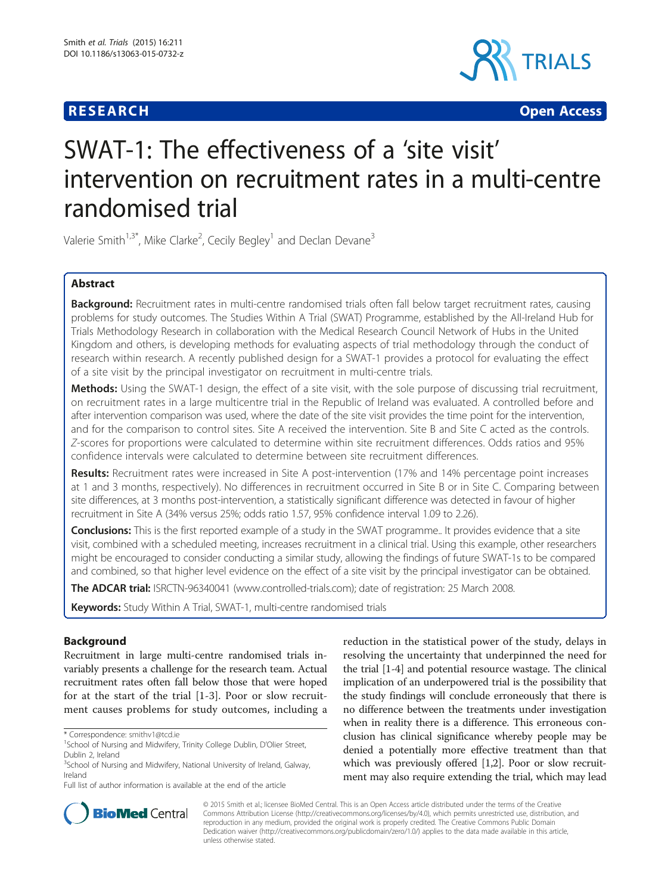RESEARCH Open Access

# SWAT-1: The effectiveness of a 'site visit' intervention on recruitment rates in a multi-centre randomised trial

Valerie Smith[1,3*], Mike Clarke[2], Cecily Begley[1] and Declan Devane[3]

## Abstract

**Background:** Recruitment rates in multi-centre randomised trials often fall below target recruitment rates, causing problems for study outcomes. The Studies Within A Trial (SWAT) Programme, established by the All-Ireland Hub for Trials Methodology Research in collaboration with the Medical Research Council Network of Hubs in the United Kingdom and others, is developing methods for evaluating aspects of trial methodology through the conduct of research within research. A recently published design for a SWAT-1 provides a protocol for evaluating the effect of a site visit by the principal investigator on recruitment in multi-centre trials.

**Methods:** Using the SWAT-1 design, the effect of a site visit, with the sole purpose of discussing trial recruitment, on recruitment rates in a large multicentre trial in the Republic of Ireland was evaluated. A controlled before and after intervention comparison was used, where the date of the site visit provides the time point for the intervention, and for the comparison to control sites. Site A received the intervention. Site B and Site C acted as the controls. *Z*-scores for proportions were calculated to determine within site recruitment differences. Odds ratios and 95% confidence intervals were calculated to determine between site recruitment differences.

**Results:** Recruitment rates were increased in Site A post-intervention (17% and 14% percentage point increases at 1 and 3 months, respectively). No differences in recruitment occurred in Site B or in Site C. Comparing between site differences, at 3 months post-intervention, a statistically significant difference was detected in favour of higher recruitment in Site A (34% versus 25%; odds ratio 1.57, 95% confidence interval 1.09 to 2.26).

**Conclusions:** This is the first reported example of a study in the SWAT programme.. It provides evidence that a site visit, combined with a scheduled meeting, increases recruitment in a clinical trial. Using this example, other researchers might be encouraged to consider conducting a similar study, allowing the findings of future SWAT-1s to be compared and combined, so that higher level evidence on the effect of a site visit by the principal investigator can be obtained.

**The ADCAR trial:** ISRCTN-96340041 (www.controlled-trials.com); date of registration: 25 March 2008.

**Keywords:** Study Within A Trial, SWAT-1, multi-centre randomised trials

## Background

Recruitment in large multi-centre randomised trials invariably presents a challenge for the research team. Actual recruitment rates often fall below those that were hoped for at the start of the trial [1-3]. Poor or slow recruitment causes problems for study outcomes, including a reduction in the statistical power of the study, delays in resolving the uncertainty that underpinned the need for the trial [1-4] and potential resource wastage. The clinical implication of an underpowered trial is the possibility that the study findings will conclude erroneously that there is no difference between the treatments under investigation when in reality there is a difference. This erroneous conclusion has clinical significance whereby people may be denied a potentially more effective treatment than that which was previously offered [1,2]. Poor or slow recruitment may also require extending the trial, which may lead

\* Correspondence: smithv1@tcd.ie
[1]School of Nursing and Midwifery, Trinity College Dublin, D'Olier Street, Dublin 2, Ireland
[3]School of Nursing and Midwifery, National University of Ireland, Galway, Ireland
Full list of author information is available at the end of the article

© 2015 Smith et al.; licensee BioMed Central. This is an Open Access article distributed under the terms of the Creative Commons Attribution License (http://creativecommons.org/licenses/by/4.0), which permits unrestricted use, distribution, and reproduction in any medium, provided the original work is properly credited. The Creative Commons Public Domain Dedication waiver (http://creativecommons.org/publicdomain/zero/1.0/) applies to the data made available in this article, unless otherwise stated.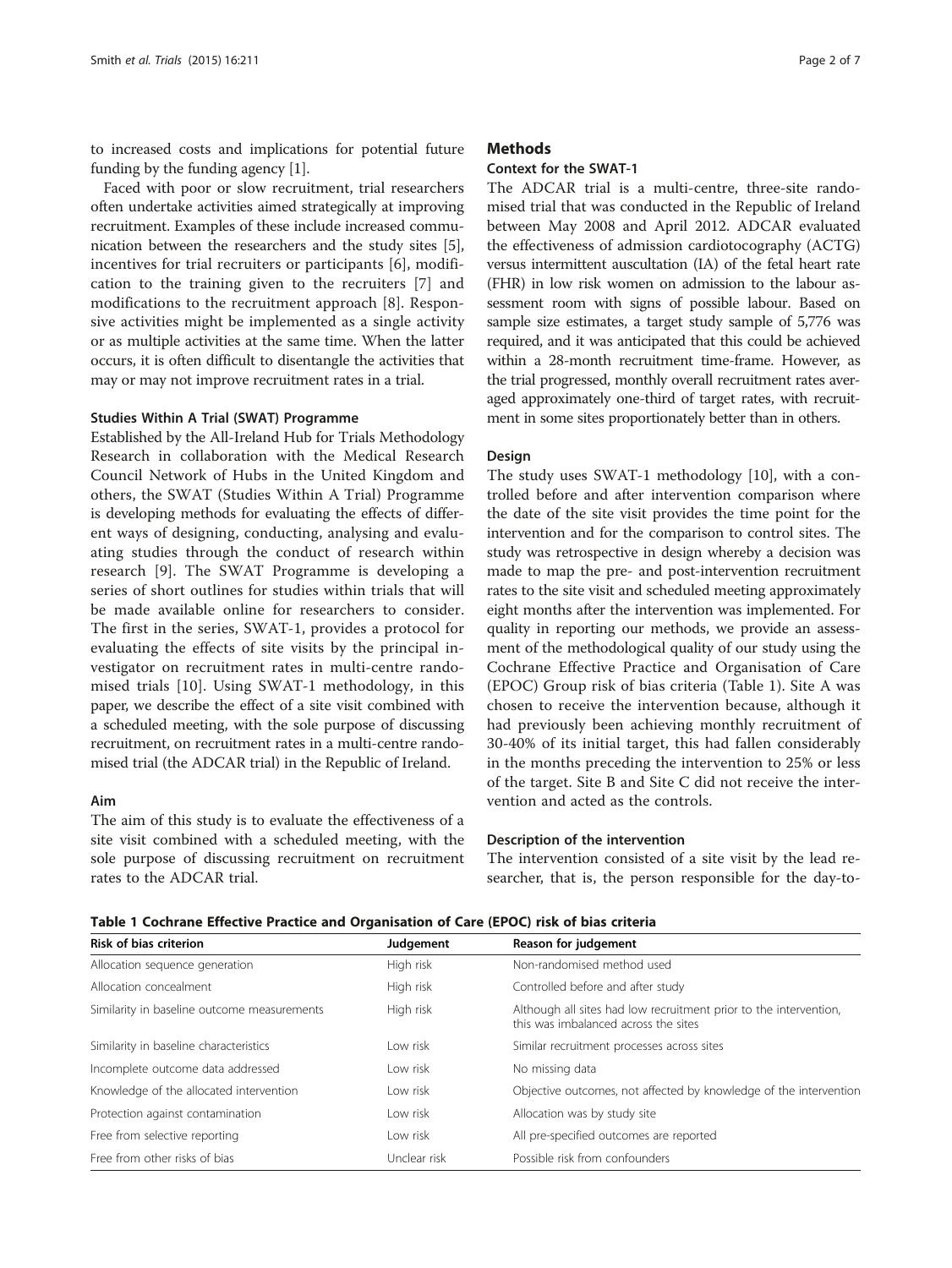to increased costs and implications for potential future funding by the funding agency [1].

Faced with poor or slow recruitment, trial researchers often undertake activities aimed strategically at improving recruitment. Examples of these include increased communication between the researchers and the study sites [5], incentives for trial recruiters or participants [6], modification to the training given to the recruiters [7] and modifications to the recruitment approach [8]. Responsive activities might be implemented as a single activity or as multiple activities at the same time. When the latter occurs, it is often difficult to disentangle the activities that may or may not improve recruitment rates in a trial.

### Studies Within A Trial (SWAT) Programme

Established by the All-Ireland Hub for Trials Methodology Research in collaboration with the Medical Research Council Network of Hubs in the United Kingdom and others, the SWAT (Studies Within A Trial) Programme is developing methods for evaluating the effects of different ways of designing, conducting, analysing and evaluating studies through the conduct of research within research [9]. The SWAT Programme is developing a series of short outlines for studies within trials that will be made available online for researchers to consider. The first in the series, SWAT-1, provides a protocol for evaluating the effects of site visits by the principal investigator on recruitment rates in multi-centre randomised trials [10]. Using SWAT-1 methodology, in this paper, we describe the effect of a site visit combined with a scheduled meeting, with the sole purpose of discussing recruitment, on recruitment rates in a multi-centre randomised trial (the ADCAR trial) in the Republic of Ireland.

### Aim

The aim of this study is to evaluate the effectiveness of a site visit combined with a scheduled meeting, with the sole purpose of discussing recruitment on recruitment rates to the ADCAR trial.

## Methods

### Context for the SWAT-1

The ADCAR trial is a multi-centre, three-site randomised trial that was conducted in the Republic of Ireland between May 2008 and April 2012. ADCAR evaluated the effectiveness of admission cardiotocography (ACTG) versus intermittent auscultation (IA) of the fetal heart rate (FHR) in low risk women on admission to the labour assessment room with signs of possible labour. Based on sample size estimates, a target study sample of 5,776 was required, and it was anticipated that this could be achieved within a 28-month recruitment time-frame. However, as the trial progressed, monthly overall recruitment rates averaged approximately one-third of target rates, with recruitment in some sites proportionately better than in others.

### Design

The study uses SWAT-1 methodology [10], with a controlled before and after intervention comparison where the date of the site visit provides the time point for the intervention and for the comparison to control sites. The study was retrospective in design whereby a decision was made to map the pre- and post-intervention recruitment rates to the site visit and scheduled meeting approximately eight months after the intervention was implemented. For quality in reporting our methods, we provide an assessment of the methodological quality of our study using the Cochrane Effective Practice and Organisation of Care (EPOC) Group risk of bias criteria (Table 1). Site A was chosen to receive the intervention because, although it had previously been achieving monthly recruitment of 30-40% of its initial target, this had fallen considerably in the months preceding the intervention to 25% or less of the target. Site B and Site C did not receive the intervention and acted as the controls.

### Description of the intervention

The intervention consisted of a site visit by the lead researcher, that is, the person responsible for the day-to-

**Table 1 Cochrane Effective Practice and Organisation of Care (EPOC) risk of bias criteria**

| Risk of bias criterion | Judgement | Reason for judgement |
|---|---|---|
| Allocation sequence generation | High risk | Non-randomised method used |
| Allocation concealment | High risk | Controlled before and after study |
| Similarity in baseline outcome measurements | High risk | Although all sites had low recruitment prior to the intervention, this was imbalanced across the sites |
| Similarity in baseline characteristics | Low risk | Similar recruitment processes across sites |
| Incomplete outcome data addressed | Low risk | No missing data |
| Knowledge of the allocated intervention | Low risk | Objective outcomes, not affected by knowledge of the intervention |
| Protection against contamination | Low risk | Allocation was by study site |
| Free from selective reporting | Low risk | All pre-specified outcomes are reported |
| Free from other risks of bias | Unclear risk | Possible risk from confounders |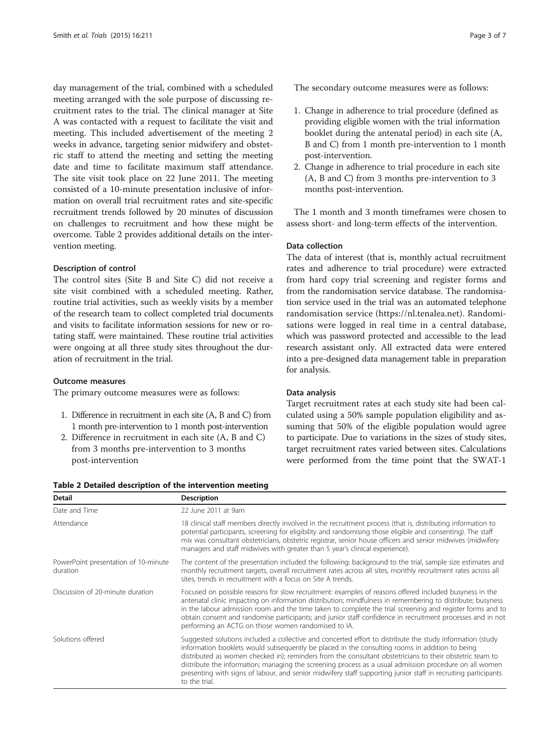day management of the trial, combined with a scheduled meeting arranged with the sole purpose of discussing recruitment rates to the trial. The clinical manager at Site A was contacted with a request to facilitate the visit and meeting. This included advertisement of the meeting 2 weeks in advance, targeting senior midwifery and obstetric staff to attend the meeting and setting the meeting date and time to facilitate maximum staff attendance. The site visit took place on 22 June 2011. The meeting consisted of a 10-minute presentation inclusive of information on overall trial recruitment rates and site-specific recruitment trends followed by 20 minutes of discussion on challenges to recruitment and how these might be overcome. Table 2 provides additional details on the intervention meeting.

#### Description of control

The control sites (Site B and Site C) did not receive a site visit combined with a scheduled meeting. Rather, routine trial activities, such as weekly visits by a member of the research team to collect completed trial documents and visits to facilitate information sessions for new or rotating staff, were maintained. These routine trial activities were ongoing at all three study sites throughout the duration of recruitment in the trial.

#### Outcome measures

The primary outcome measures were as follows:

1. Difference in recruitment in each site (A, B and C) from 1 month pre-intervention to 1 month post-intervention
2. Difference in recruitment in each site (A, B and C) from 3 months pre-intervention to 3 months post-intervention

The secondary outcome measures were as follows:

1. Change in adherence to trial procedure (defined as providing eligible women with the trial information booklet during the antenatal period) in each site (A, B and C) from 1 month pre-intervention to 1 month post-intervention.
2. Change in adherence to trial procedure in each site (A, B and C) from 3 months pre-intervention to 3 months post-intervention.

The 1 month and 3 month timeframes were chosen to assess short- and long-term effects of the intervention.

#### Data collection

The data of interest (that is, monthly actual recruitment rates and adherence to trial procedure) were extracted from hard copy trial screening and register forms and from the randomisation service database. The randomisation service used in the trial was an automated telephone randomisation service (https://nl.tenalea.net). Randomisations were logged in real time in a central database, which was password protected and accessible to the lead research assistant only. All extracted data were entered into a pre-designed data management table in preparation for analysis.

#### Data analysis

Target recruitment rates at each study site had been calculated using a 50% sample population eligibility and assuming that 50% of the eligible population would agree to participate. Due to variations in the sizes of study sites, target recruitment rates varied between sites. Calculations were performed from the time point that the SWAT-1

**Table 2 Detailed description of the intervention meeting**

| Detail | Description |
| --- | --- |
| Date and Time | 22 June 2011 at 9am |
| Attendance | 18 clinical staff members directly involved in the recruitment process (that is, distributing information to potential participants, screening for eligibility and randomising those eligible and consenting). The staff mix was consultant obstetricians, obstetric registrar, senior house officers and senior midwives (midwifery managers and staff midwives with greater than 5 year's clinical experience). |
| PowerPoint presentation of 10-minute duration | The content of the presentation included the following: background to the trial, sample size estimates and monthly recruitment targets, overall recruitment rates across all sites, monthly recruitment rates across all sites, trends in recruitment with a focus on Site A trends. |
| Discussion of 20-minute duration | Focused on possible reasons for slow recruitment: examples of reasons offered included busyness in the antenatal clinic impacting on information distribution; mindfulness in remembering to distribute; busyness in the labour admission room and the time taken to complete the trial screening and register forms and to obtain consent and randomise participants; and junior staff confidence in recruitment processes and in not performing an ACTG on those women randomised to IA. |
| Solutions offered | Suggested solutions included a collective and concerted effort to distribute the study information (study information booklets would subsequently be placed in the consulting rooms in addition to being distributed as women checked in); reminders from the consultant obstetricians to their obstetric team to distribute the information; managing the screening process as a usual admission procedure on all women presenting with signs of labour, and senior midwifery staff supporting junior staff in recruiting participants to the trial. |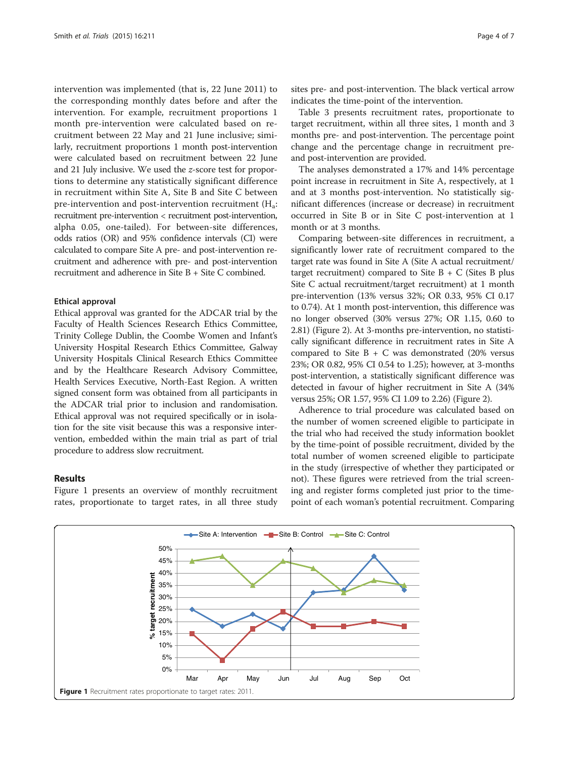intervention was implemented (that is, 22 June 2011) to the corresponding monthly dates before and after the intervention. For example, recruitment proportions 1 month pre-intervention were calculated based on recruitment between 22 May and 21 June inclusive; similarly, recruitment proportions 1 month post-intervention were calculated based on recruitment between 22 June and 21 July inclusive. We used the *z*-score test for proportions to determine any statistically significant difference in recruitment within Site A, Site B and Site C between pre-intervention and post-intervention recruitment ($H_a$: recruitment pre-intervention < recruitment post-intervention, alpha 0.05, one-tailed). For between-site differences, odds ratios (OR) and 95% confidence intervals (CI) were calculated to compare Site A pre- and post-intervention recruitment and adherence with pre- and post-intervention recruitment and adherence in Site B + Site C combined.

### Ethical approval

Ethical approval was granted for the ADCAR trial by the Faculty of Health Sciences Research Ethics Committee, Trinity College Dublin, the Coombe Women and Infant's University Hospital Research Ethics Committee, Galway University Hospitals Clinical Research Ethics Committee and by the Healthcare Research Advisory Committee, Health Services Executive, North-East Region. A written signed consent form was obtained from all participants in the ADCAR trial prior to inclusion and randomisation. Ethical approval was not required specifically or in isolation for the site visit because this was a responsive intervention, embedded within the main trial as part of trial procedure to address slow recruitment.

## Results

Figure 1 presents an overview of monthly recruitment rates, proportionate to target rates, in all three study sites pre- and post-intervention. The black vertical arrow indicates the time-point of the intervention.

Table 3 presents recruitment rates, proportionate to target recruitment, within all three sites, 1 month and 3 months pre- and post-intervention. The percentage point change and the percentage change in recruitment pre- and post-intervention are provided.

The analyses demonstrated a 17% and 14% percentage point increase in recruitment in Site A, respectively, at 1 and at 3 months post-intervention. No statistically significant differences (increase or decrease) in recruitment occurred in Site B or in Site C post-intervention at 1 month or at 3 months.

Comparing between-site differences in recruitment, a significantly lower rate of recruitment compared to the target rate was found in Site A (Site A actual recruitment/target recruitment) compared to Site B + C (Sites B plus Site C actual recruitment/target recruitment) at 1 month pre-intervention (13% versus 32%; OR 0.33, 95% CI 0.17 to 0.74). At 1 month post-intervention, this difference was no longer observed (30% versus 27%; OR 1.15, 0.60 to 2.81) (Figure 2). At 3-months pre-intervention, no statistically significant difference in recruitment rates in Site A compared to Site B + C was demonstrated (20% versus 23%; OR 0.82, 95% CI 0.54 to 1.25); however, at 3-months post-intervention, a statistically significant difference was detected in favour of higher recruitment in Site A (34% versus 25%; OR 1.57, 95% CI 1.09 to 2.26) (Figure 2).

Adherence to trial procedure was calculated based on the number of women screened eligible to participate in the trial who had received the study information booklet by the time-point of possible recruitment, divided by the total number of women screened eligible to participate in the study (irrespective of whether they participated or not). These figures were retrieved from the trial screening and register forms completed just prior to the time-point of each woman's potential recruitment. Comparing

**Figure 1** Recruitment rates proportionate to target rates: 2011.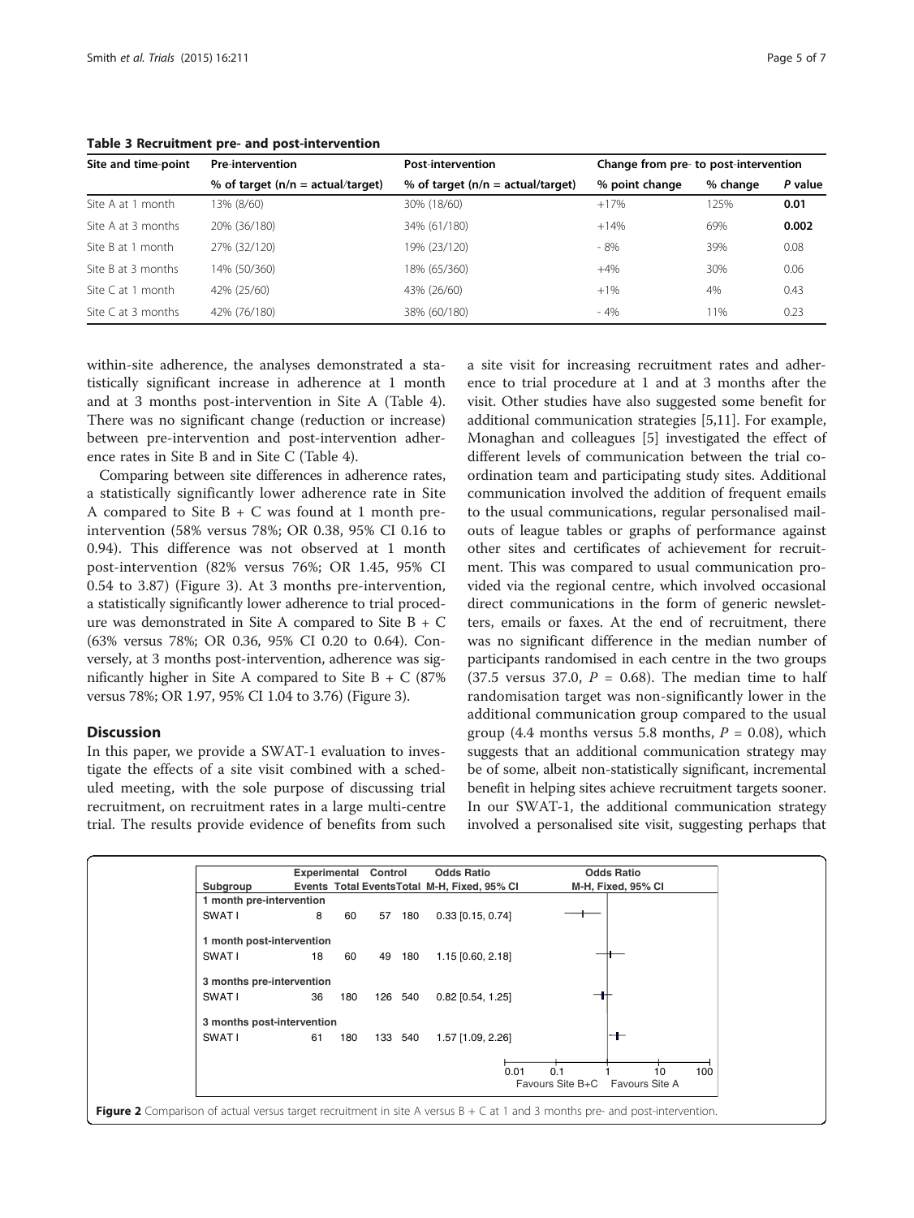**Table 3 Recruitment pre- and post-intervention**

| Site and time-point | Pre-intervention | Post-intervention | Change from pre- to post-intervention | | |
|---|---|---|---|---|---|
| | % of target (n/n = actual/target) | % of target (n/n = actual/target) | % point change | % change | *P* value |
| Site A at 1 month | 13% (8/60) | 30% (18/60) | +17% | 125% | **0.01** |
| Site A at 3 months | 20% (36/180) | 34% (61/180) | +14% | 69% | **0.002** |
| Site B at 1 month | 27% (32/120) | 19% (23/120) | - 8% | 39% | 0.08 |
| Site B at 3 months | 14% (50/360) | 18% (65/360) | +4% | 30% | 0.06 |
| Site C at 1 month | 42% (25/60) | 43% (26/60) | +1% | 4% | 0.43 |
| Site C at 3 months | 42% (76/180) | 38% (60/180) | - 4% | 11% | 0.23 |

within-site adherence, the analyses demonstrated a statistically significant increase in adherence at 1 month and at 3 months post-intervention in Site A (Table 4). There was no significant change (reduction or increase) between pre-intervention and post-intervention adherence rates in Site B and in Site C (Table 4).

Comparing between site differences in adherence rates, a statistically significantly lower adherence rate in Site A compared to Site B + C was found at 1 month pre-intervention (58% versus 78%; OR 0.38, 95% CI 0.16 to 0.94). This difference was not observed at 1 month post-intervention (82% versus 76%; OR 1.45, 95% CI 0.54 to 3.87) (Figure 3). At 3 months pre-intervention, a statistically significantly lower adherence to trial procedure was demonstrated in Site A compared to Site B + C (63% versus 78%; OR 0.36, 95% CI 0.20 to 0.64). Conversely, at 3 months post-intervention, adherence was significantly higher in Site A compared to Site B + C (87% versus 78%; OR 1.97, 95% CI 1.04 to 3.76) (Figure 3).

## Discussion

In this paper, we provide a SWAT-1 evaluation to investigate the effects of a site visit combined with a scheduled meeting, with the sole purpose of discussing trial recruitment, on recruitment rates in a large multi-centre trial. The results provide evidence of benefits from such a site visit for increasing recruitment rates and adherence to trial procedure at 1 and at 3 months after the visit. Other studies have also suggested some benefit for additional communication strategies [5,11]. For example, Monaghan and colleagues [5] investigated the effect of different levels of communication between the trial co-ordination team and participating study sites. Additional communication involved the addition of frequent emails to the usual communications, regular personalised mail-outs of league tables or graphs of performance against other sites and certificates of achievement for recruitment. This was compared to usual communication provided via the regional centre, which involved occasional direct communications in the form of generic newsletters, emails or faxes. At the end of recruitment, there was no significant difference in the median number of participants randomised in each centre in the two groups (37.5 versus 37.0, $P$ = 0.68). The median time to half randomisation target was non-significantly lower in the additional communication group compared to the usual group (4.4 months versus 5.8 months, $P$ = 0.08), which suggests that an additional communication strategy may be of some, albeit non-statistically significant, incremental benefit in helping sites achieve recruitment targets sooner. In our SWAT-1, the additional communication strategy involved a personalised site visit, suggesting perhaps that

| Subgroup | Experimental Events | Experimental Total | Control Events | Control Total | Odds Ratio M-H, Fixed, 95% CI |
|---|---|---|---|---|---|
| **1 month pre-intervention** | | | | | |
| SWAT I | 8 | 60 | 57 | 180 | 0.33 [0.15, 0.74] |
| **1 month post-intervention** | | | | | |
| SWAT I | 18 | 60 | 49 | 180 | 1.15 [0.60, 2.18] |
| **3 months pre-intervention** | | | | | |
| SWAT I | 36 | 180 | 126 | 540 | 0.82 [0.54, 1.25] |
| **3 months post-intervention** | | | | | |
| SWAT I | 61 | 180 | 133 | 540 | 1.57 [1.09, 2.26] |

(Axis: 0.01, 0.1, 1, 10, 100; Favours Site B+C — Favours Site A)

**Figure 2** Comparison of actual versus target recruitment in site A versus B + C at 1 and 3 months pre- and post-intervention.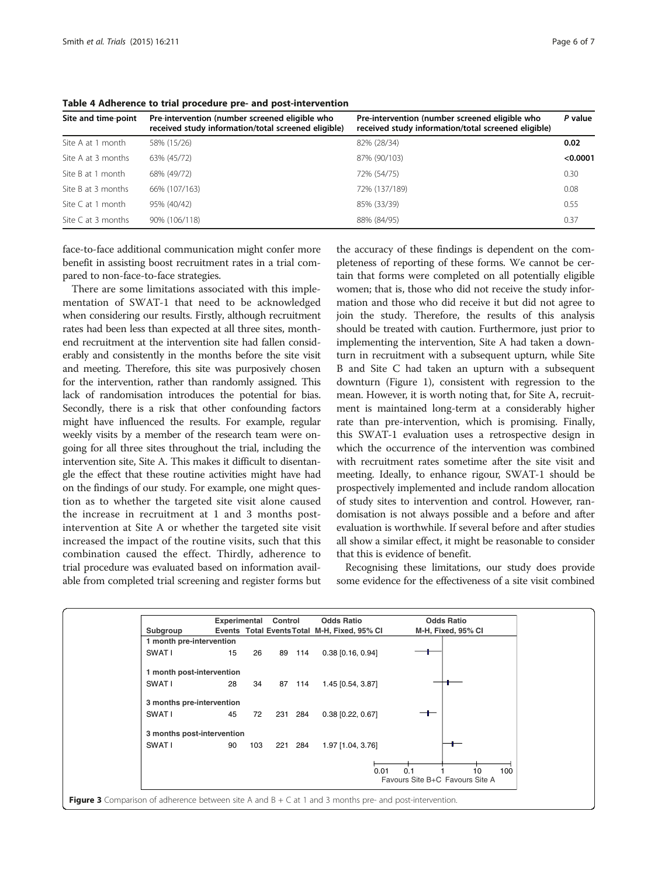**Table 4 Adherence to trial procedure pre- and post-intervention**

| Site and time-point | Pre-intervention (number screened eligible who received study information/total screened eligible) | Pre-intervention (number screened eligible who received study information/total screened eligible) | P value |
|---|---|---|---|
| Site A at 1 month | 58% (15/26) | 82% (28/34) | **0.02** |
| Site A at 3 months | 63% (45/72) | 87% (90/103) | **<0.0001** |
| Site B at 1 month | 68% (49/72) | 72% (54/75) | 0.30 |
| Site B at 3 months | 66% (107/163) | 72% (137/189) | 0.08 |
| Site C at 1 month | 95% (40/42) | 85% (33/39) | 0.55 |
| Site C at 3 months | 90% (106/118) | 88% (84/95) | 0.37 |

face-to-face additional communication might confer more benefit in assisting boost recruitment rates in a trial compared to non-face-to-face strategies.

There are some limitations associated with this implementation of SWAT-1 that need to be acknowledged when considering our results. Firstly, although recruitment rates had been less than expected at all three sites, month-end recruitment at the intervention site had fallen considerably and consistently in the months before the site visit and meeting. Therefore, this site was purposively chosen for the intervention, rather than randomly assigned. This lack of randomisation introduces the potential for bias. Secondly, there is a risk that other confounding factors might have influenced the results. For example, regular weekly visits by a member of the research team were ongoing for all three sites throughout the trial, including the intervention site, Site A. This makes it difficult to disentangle the effect that these routine activities might have had on the findings of our study. For example, one might question as to whether the targeted site visit alone caused the increase in recruitment at 1 and 3 months post-intervention at Site A or whether the targeted site visit increased the impact of the routine visits, such that this combination caused the effect. Thirdly, adherence to trial procedure was evaluated based on information available from completed trial screening and register forms but the accuracy of these findings is dependent on the completeness of reporting of these forms. We cannot be certain that forms were completed on all potentially eligible women; that is, those who did not receive the study information and those who did receive it but did not agree to join the study. Therefore, the results of this analysis should be treated with caution. Furthermore, just prior to implementing the intervention, Site A had taken a downturn in recruitment with a subsequent upturn, while Site B and Site C had taken an upturn with a subsequent downturn (Figure 1), consistent with regression to the mean. However, it is worth noting that, for Site A, recruitment is maintained long-term at a considerably higher rate than pre-intervention, which is promising. Finally, this SWAT-1 evaluation uses a retrospective design in which the occurrence of the intervention was combined with recruitment rates sometime after the site visit and meeting. Ideally, to enhance rigour, SWAT-1 should be prospectively implemented and include random allocation of study sites to intervention and control. However, randomisation is not always possible and a before and after evaluation is worthwhile. If several before and after studies all show a similar effect, it might be reasonable to consider that this is evidence of benefit.

Recognising these limitations, our study does provide some evidence for the effectiveness of a site visit combined

Subgroup | Experimental: Events, Total | Control: Events, Total | Odds Ratio M-H, Fixed, 95% CI | Odds Ratio M-H, Fixed, 95% CI

1 month pre-intervention
SWAT I 15 26 89 114 0.38 [0.16, 0.94]

1 month post-intervention
SWAT I 28 34 87 114 1.45 [0.54, 3.87]

3 months pre-intervention
SWAT I 45 72 231 284 0.38 [0.22, 0.67]

3 months post-intervention
SWAT I 90 103 221 284 1.97 [1.04, 3.76]

0.01 0.1 1 10 100
Favours Site B+C Favours Site A

**Figure 3** Comparison of adherence between site A and B + C at 1 and 3 months pre- and post-intervention.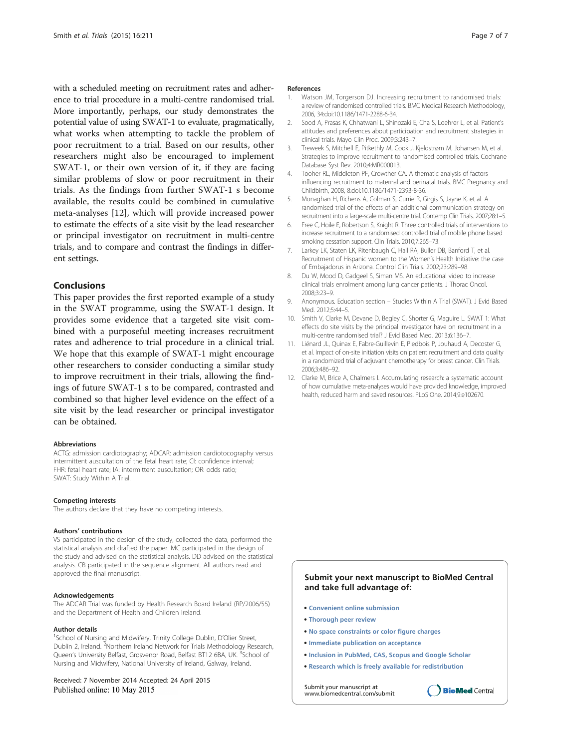with a scheduled meeting on recruitment rates and adherence to trial procedure in a multi-centre randomised trial. More importantly, perhaps, our study demonstrates the potential value of using SWAT-1 to evaluate, pragmatically, what works when attempting to tackle the problem of poor recruitment to a trial. Based on our results, other researchers might also be encouraged to implement SWAT-1, or their own version of it, if they are facing similar problems of slow or poor recruitment in their trials. As the findings from further SWAT-1 s become available, the results could be combined in cumulative meta-analyses [12], which will provide increased power to estimate the effects of a site visit by the lead researcher or principal investigator on recruitment in multi-centre trials, and to compare and contrast the findings in different settings.

## Conclusions

This paper provides the first reported example of a study in the SWAT programme, using the SWAT-1 design. It provides some evidence that a targeted site visit combined with a purposeful meeting increases recruitment rates and adherence to trial procedure in a clinical trial. We hope that this example of SWAT-1 might encourage other researchers to consider conducting a similar study to improve recruitment in their trials, allowing the findings of future SWAT-1 s to be compared, contrasted and combined so that higher level evidence on the effect of a site visit by the lead researcher or principal investigator can be obtained.

### Abbreviations

ACTG: admission cardiotography; ADCAR: admission cardiotocography versus intermittent auscultation of the fetal heart rate; CI: confidence interval; FHR: fetal heart rate; IA: intermittent auscultation; OR: odds ratio; SWAT: Study Within A Trial.

### Competing interests

The authors declare that they have no competing interests.

### Authors' contributions

VS participated in the design of the study, collected the data, performed the statistical analysis and drafted the paper. MC participated in the design of the study and advised on the statistical analysis. DD advised on the statistical analysis. CB participated in the sequence alignment. All authors read and approved the final manuscript.

### Acknowledgements

The ADCAR Trial was funded by Health Research Board Ireland (RP/2006/55) and the Department of Health and Children Ireland.

### Author details

[1]School of Nursing and Midwifery, Trinity College Dublin, D'Olier Street, Dublin 2, Ireland. [2]Northern Ireland Network for Trials Methodology Research, Queen's University Belfast, Grosvenor Road, Belfast BT12 6BA, UK. [3]School of Nursing and Midwifery, National University of Ireland, Galway, Ireland.

Received: 7 November 2014 Accepted: 24 April 2015
Published online: 10 May 2015

### References

1. Watson JM, Torgerson DJ. Increasing recruitment to randomised trials: a review of randomised controlled trials. BMC Medical Research Methodology, 2006, 34:doi:10.1186/1471-2288-6-34.
2. Sood A, Prasas K, Chhatwani L, Shinozaki E, Cha S, Loehrer L, et al. Patient's attitudes and preferences about participation and recruitment strategies in clinical trials. Mayo Clin Proc. 2009;3:243–7.
3. Treweek S, Mitchell E, Pitkethly M, Cook J, Kjeldstrøm M, Johansen M, et al. Strategies to improve recruitment to randomised controlled trials. Cochrane Database Syst Rev. 2010;4:MR000013.
4. Tooher RL, Middleton PF, Crowther CA. A thematic analysis of factors influencing recruitment to maternal and perinatal trials. BMC Pregnancy and Childbirth, 2008, 8:doi:10.1186/1471-2393-8-36.
5. Monaghan H, Richens A, Colman S, Currie R, Girgis S, Jayne K, et al. A randomised trial of the effects of an additional communication strategy on recruitment into a large-scale multi-centre trial. Contemp Clin Trials. 2007;28:1–5.
6. Free C, Hoile E, Robertson S, Knight R. Three controlled trials of interventions to increase recruitment to a randomised controlled trial of mobile phone based smoking cessation support. Clin Trials. 2010;7:265–73.
7. Larkey LK, Staten LK, Ritenbaugh C, Hall RA, Buller DB, Banford T, et al. Recruitment of Hispanic women to the Women's Health Initiative: the case of Embajadorus in Arizona. Control Clin Trials. 2002;23:289–98.
8. Du W, Mood D, Gadgeel S, Siman MS. An educational video to increase clinical trials enrolment among lung cancer patients. J Thorac Oncol. 2008;3:23–9.
9. Anonymous. Education section – Studies Within A Trial (SWAT). J Evid Based Med. 2012;5:44–5.
10. Smith V, Clarke M, Devane D, Begley C, Shorter G, Maguire L. SWAT 1: What effects do site visits by the principal investigator have on recruitment in a multi-centre randomised trial? J Evid Based Med. 2013;6:136–7.
11. Liénard JL, Quinax E, Fabre-Guillevin E, Piedbois P, Jouhaud A, Decoster G, et al. Impact of on-site initiation visits on patient recruitment and data quality in a randomized trial of adjuvant chemotherapy for breast cancer. Clin Trials. 2006;3:486–92.
12. Clarke M, Brice A, Chalmers I. Accumulating research: a systematic account of how cumulative meta-analyses would have provided knowledge, improved health, reduced harm and saved resources. PLoS One. 2014;9:e102670.

**Submit your next manuscript to BioMed Central and take full advantage of:**

- Convenient online submission
- Thorough peer review
- No space constraints or color figure charges
- Immediate publication on acceptance
- Inclusion in PubMed, CAS, Scopus and Google Scholar
- Research which is freely available for redistribution

Submit your manuscript at www.biomedcentral.com/submit

BioMed Central